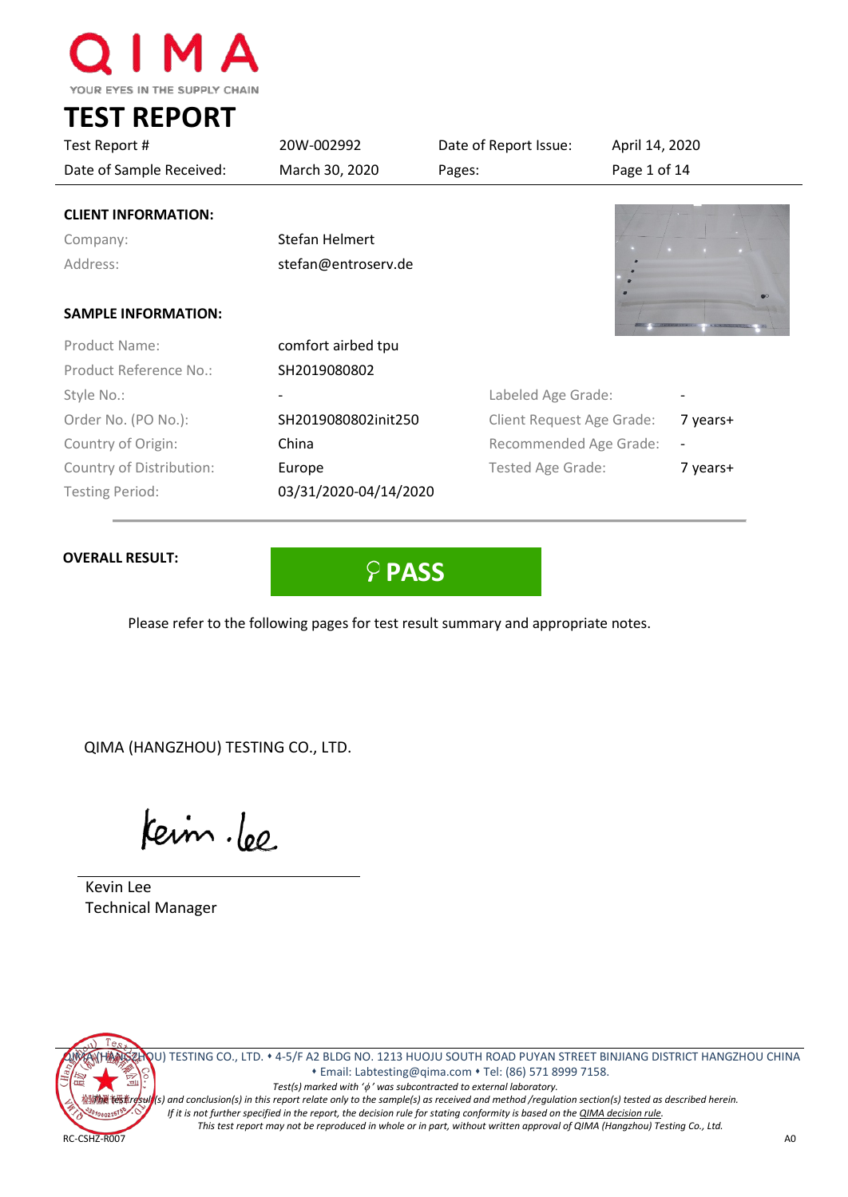QIMA

YOUR EYES IN THE SUPPLY CHAIN

# TEST REPORT

| Test Report # | 20W-002992 | Date of Report Issue: | April 14, 2020 |
|---|---|---|---|
| Date of Sample Received: | March 30, 2020 | Pages: | Page 1 of 14 |

## CLIENT INFORMATION:

| | |
|---|---|
| Company: | Stefan Helmert |
| Address: | stefan@entroserv.de |

## SAMPLE INFORMATION:

| | | | |
|---|---|---|---|
| Product Name: | comfort airbed tpu | | |
| Product Reference No.: | SH2019080802 | | |
| Style No.: | - | Labeled Age Grade: | - |
| Order No. (PO No.): | SH2019080802init250 | Client Request Age Grade: | 7 years+ |
| Country of Origin: | China | Recommended Age Grade: | - |
| Country of Distribution: | Europe | Tested Age Grade: | 7 years+ |
| Testing Period: | 03/31/2020-04/14/2020 | | |

**OVERALL RESULT:** **PASS**

Please refer to the following pages for test result summary and appropriate notes.

QIMA (HANGZHOU) TESTING CO., LTD.

Kevin Lee
Technical Manager

QIMA (HANGZHOU) TESTING CO., LTD. • 4-5/F A2 BLDG NO. 1213 HUOJU SOUTH ROAD PUYAN STREET BINJIANG DISTRICT HANGZHOU CHINA • Email: Labtesting@qima.com • Tel: (86) 571 8999 7158.

*Test(s) marked with 'ϕ' was subcontracted to external laboratory.*

*The test result(s) and conclusion(s) in this report relate only to the sample(s) as received and method /regulation section(s) tested as described herein.*

*If it is not further specified in the report, the decision rule for stating conformity is based on the QIMA decision rule.*

*This test report may not be reproduced in whole or in part, without written approval of QIMA (Hangzhou) Testing Co., Ltd.*

RC-CSHZ-R007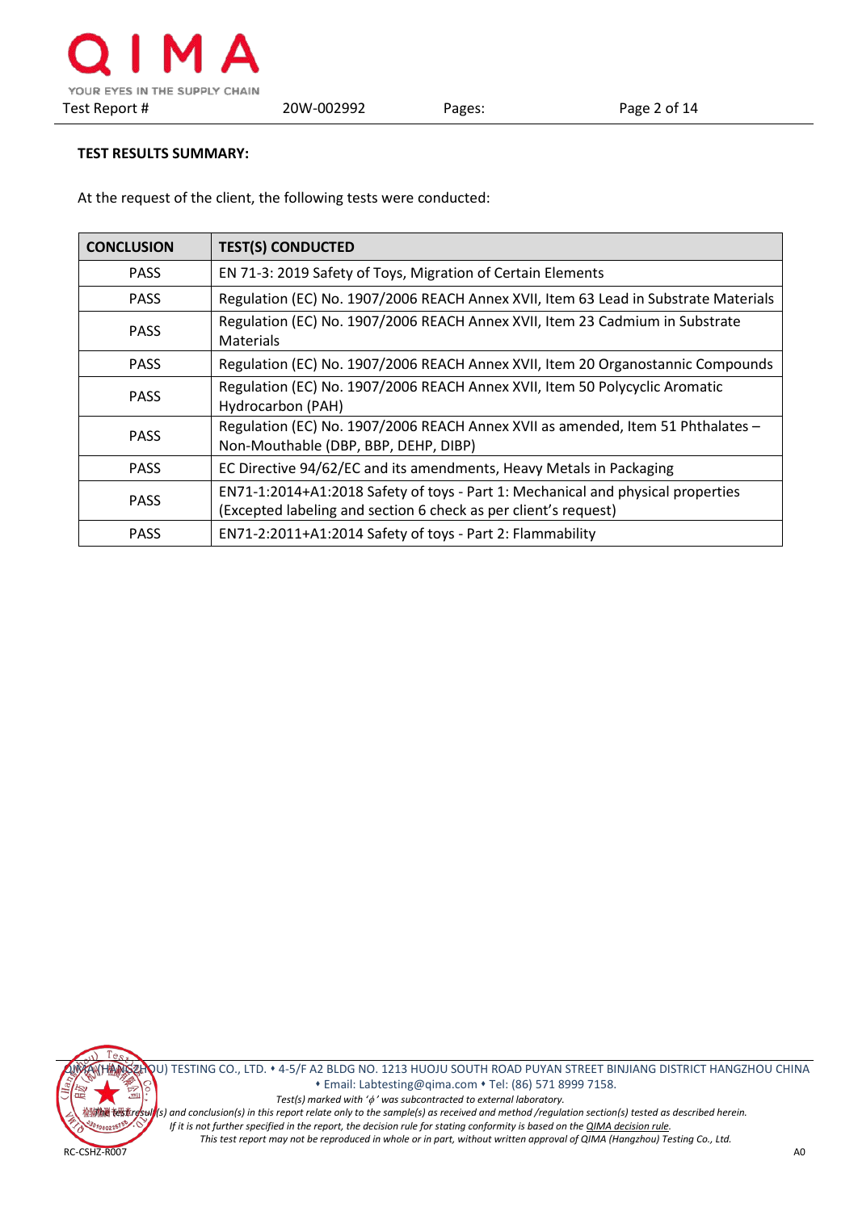**TEST RESULTS SUMMARY:**

At the request of the client, the following tests were conducted:

| CONCLUSION | TEST(S) CONDUCTED |
|---|---|
| PASS | EN 71-3: 2019 Safety of Toys, Migration of Certain Elements |
| PASS | Regulation (EC) No. 1907/2006 REACH Annex XVII, Item 63 Lead in Substrate Materials |
| PASS | Regulation (EC) No. 1907/2006 REACH Annex XVII, Item 23 Cadmium in Substrate Materials |
| PASS | Regulation (EC) No. 1907/2006 REACH Annex XVII, Item 20 Organostannic Compounds |
| PASS | Regulation (EC) No. 1907/2006 REACH Annex XVII, Item 50 Polycyclic Aromatic Hydrocarbon (PAH) |
| PASS | Regulation (EC) No. 1907/2006 REACH Annex XVII as amended, Item 51 Phthalates – Non-Mouthable (DBP, BBP, DEHP, DIBP) |
| PASS | EC Directive 94/62/EC and its amendments, Heavy Metals in Packaging |
| PASS | EN71-1:2014+A1:2018 Safety of toys - Part 1: Mechanical and physical properties (Excepted labeling and section 6 check as per client's request) |
| PASS | EN71-2:2011+A1:2014 Safety of toys - Part 2: Flammability |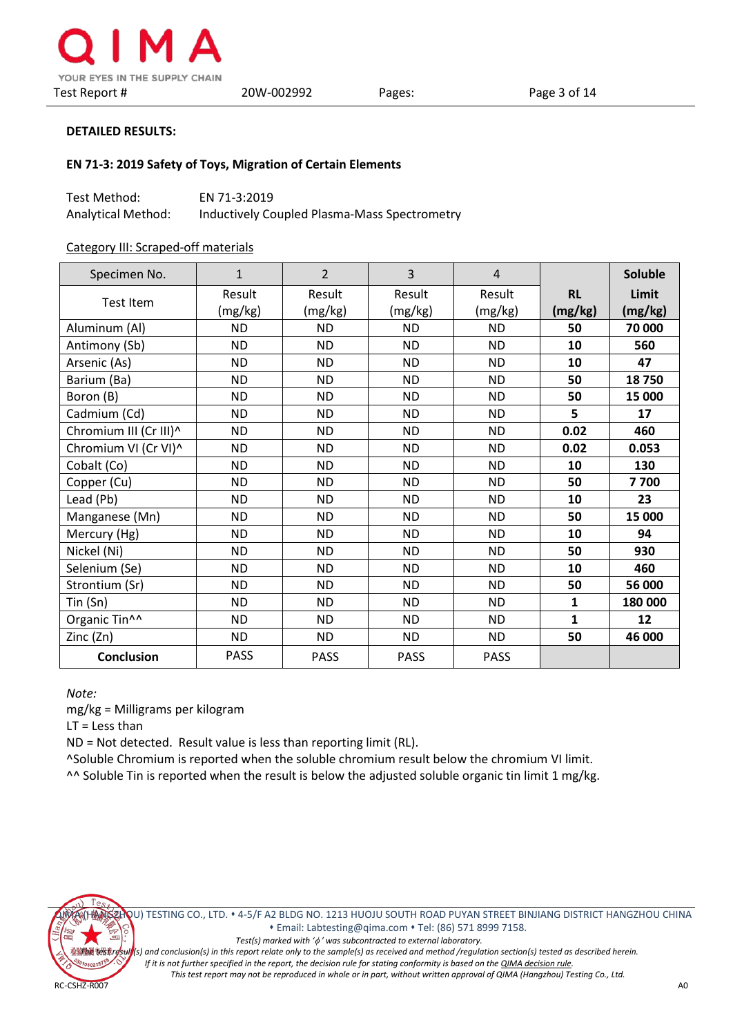**DETAILED RESULTS:**

**EN 71-3: 2019 Safety of Toys, Migration of Certain Elements**

Test Method: EN 71-3:2019

Analytical Method: Inductively Coupled Plasma-Mass Spectrometry

Category III: Scraped-off materials

| Specimen No. | 1 | 2 | 3 | 4 | | Soluble |
|---|---|---|---|---|---|---|
| Test Item | Result (mg/kg) | Result (mg/kg) | Result (mg/kg) | Result (mg/kg) | **RL (mg/kg)** | **Limit (mg/kg)** |
| Aluminum (Al) | ND | ND | ND | ND | **50** | **70 000** |
| Antimony (Sb) | ND | ND | ND | ND | **10** | **560** |
| Arsenic (As) | ND | ND | ND | ND | **10** | **47** |
| Barium (Ba) | ND | ND | ND | ND | **50** | **18 750** |
| Boron (B) | ND | ND | ND | ND | **50** | **15 000** |
| Cadmium (Cd) | ND | ND | ND | ND | **5** | **17** |
| Chromium III (Cr III)^ | ND | ND | ND | ND | **0.02** | **460** |
| Chromium VI (Cr VI)^ | ND | ND | ND | ND | **0.02** | **0.053** |
| Cobalt (Co) | ND | ND | ND | ND | **10** | **130** |
| Copper (Cu) | ND | ND | ND | ND | **50** | **7 700** |
| Lead (Pb) | ND | ND | ND | ND | **10** | **23** |
| Manganese (Mn) | ND | ND | ND | ND | **50** | **15 000** |
| Mercury (Hg) | ND | ND | ND | ND | **10** | **94** |
| Nickel (Ni) | ND | ND | ND | ND | **50** | **930** |
| Selenium (Se) | ND | ND | ND | ND | **10** | **460** |
| Strontium (Sr) | ND | ND | ND | ND | **50** | **56 000** |
| Tin (Sn) | ND | ND | ND | ND | **1** | **180 000** |
| Organic Tin^^ | ND | ND | ND | ND | **1** | **12** |
| Zinc (Zn) | ND | ND | ND | ND | **50** | **46 000** |
| **Conclusion** | PASS | PASS | PASS | PASS | | |

*Note:*

mg/kg = Milligrams per kilogram

LT = Less than

ND = Not detected. Result value is less than reporting limit (RL).

^Soluble Chromium is reported when the soluble chromium result below the chromium VI limit.

^^ Soluble Tin is reported when the result is below the adjusted soluble organic tin limit 1 mg/kg.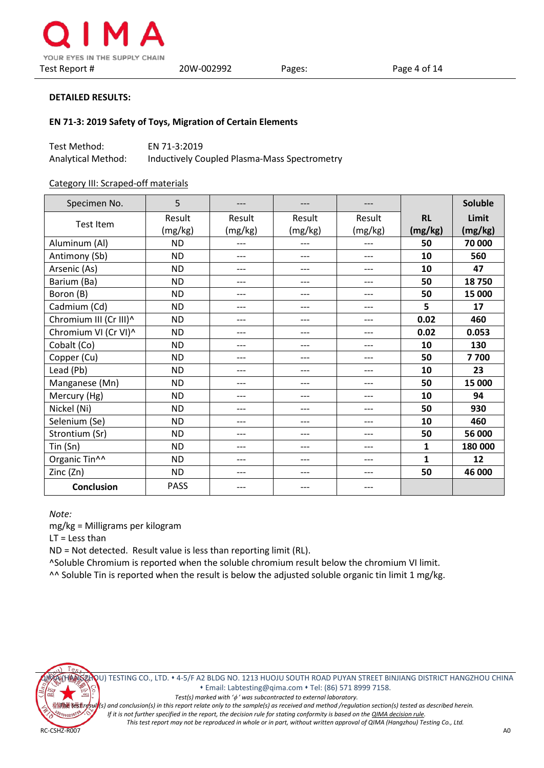**DETAILED RESULTS:**

**EN 71-3: 2019 Safety of Toys, Migration of Certain Elements**

Test Method: EN 71-3:2019
Analytical Method: Inductively Coupled Plasma-Mass Spectrometry

Category III: Scraped-off materials

| Specimen No. | 5 | --- | --- | --- | | **Soluble** |
|---|---|---|---|---|---|---|
| Test Item | Result (mg/kg) | Result (mg/kg) | Result (mg/kg) | Result (mg/kg) | **RL (mg/kg)** | **Limit (mg/kg)** |
| Aluminum (Al) | ND | --- | --- | --- | **50** | **70 000** |
| Antimony (Sb) | ND | --- | --- | --- | **10** | **560** |
| Arsenic (As) | ND | --- | --- | --- | **10** | **47** |
| Barium (Ba) | ND | --- | --- | --- | **50** | **18 750** |
| Boron (B) | ND | --- | --- | --- | **50** | **15 000** |
| Cadmium (Cd) | ND | --- | --- | --- | **5** | **17** |
| Chromium III (Cr III)^ | ND | --- | --- | --- | **0.02** | **460** |
| Chromium VI (Cr VI)^ | ND | --- | --- | --- | **0.02** | **0.053** |
| Cobalt (Co) | ND | --- | --- | --- | **10** | **130** |
| Copper (Cu) | ND | --- | --- | --- | **50** | **7 700** |
| Lead (Pb) | ND | --- | --- | --- | **10** | **23** |
| Manganese (Mn) | ND | --- | --- | --- | **50** | **15 000** |
| Mercury (Hg) | ND | --- | --- | --- | **10** | **94** |
| Nickel (Ni) | ND | --- | --- | --- | **50** | **930** |
| Selenium (Se) | ND | --- | --- | --- | **10** | **460** |
| Strontium (Sr) | ND | --- | --- | --- | **50** | **56 000** |
| Tin (Sn) | ND | --- | --- | --- | **1** | **180 000** |
| Organic Tin^^ | ND | --- | --- | --- | **1** | **12** |
| Zinc (Zn) | ND | --- | --- | --- | **50** | **46 000** |
| **Conclusion** | PASS | --- | --- | --- | | |

*Note:*
mg/kg = Milligrams per kilogram
LT = Less than
ND = Not detected. Result value is less than reporting limit (RL).
^Soluble Chromium is reported when the soluble chromium result below the chromium VI limit.
^^ Soluble Tin is reported when the result is below the adjusted soluble organic tin limit 1 mg/kg.

QIMA (HANGZHOU) TESTING CO., LTD. • 4-5/F A2 BLDG NO. 1213 HUOJU SOUTH ROAD PUYAN STREET BINJIANG DISTRICT HANGZHOU CHINA
• Email: Labtesting@qima.com • Tel: (86) 571 8999 7158.

*Test(s) marked with 'ϕ' was subcontracted to external laboratory.*
*The test result(s) and conclusion(s) in this report relate only to the sample(s) as received and method /regulation section(s) tested as described herein.*
*If it is not further specified in the report, the decision rule for stating conformity is based on the QIMA decision rule.*
*This test report may not be reproduced in whole or in part, without written approval of QIMA (Hangzhou) Testing Co., Ltd.*

RC-CSHZ-R007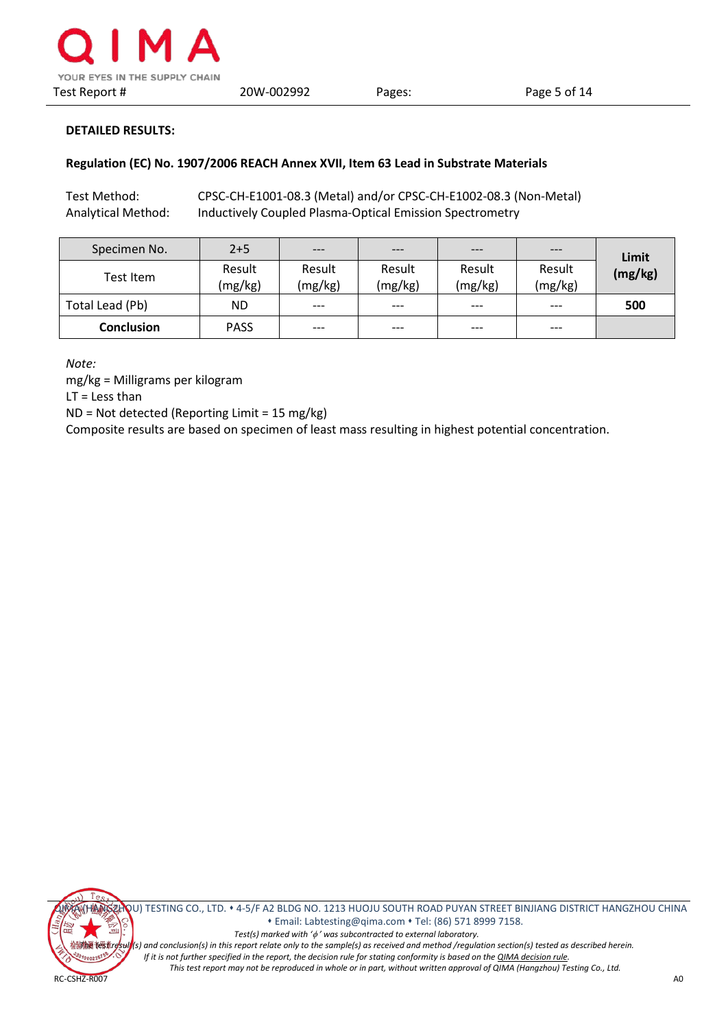**DETAILED RESULTS:**

**Regulation (EC) No. 1907/2006 REACH Annex XVII, Item 63 Lead in Substrate Materials**

Test Method: CPSC-CH-E1001-08.3 (Metal) and/or CPSC-CH-E1002-08.3 (Non-Metal)
Analytical Method: Inductively Coupled Plasma-Optical Emission Spectrometry

| Specimen No. | 2+5 | --- | --- | --- | --- | **Limit (mg/kg)** |
|---|---|---|---|---|---|---|
| Test Item | Result (mg/kg) | Result (mg/kg) | Result (mg/kg) | Result (mg/kg) | Result (mg/kg) | |
| Total Lead (Pb) | ND | --- | --- | --- | --- | **500** |
| **Conclusion** | PASS | --- | --- | --- | --- | |

*Note:*
mg/kg = Milligrams per kilogram
LT = Less than
ND = Not detected (Reporting Limit = 15 mg/kg)
Composite results are based on specimen of least mass resulting in highest potential concentration.

QIMA (HANGZHOU) TESTING CO., LTD. • 4-5/F A2 BLDG NO. 1213 HUOJU SOUTH ROAD PUYAN STREET BINJIANG DISTRICT HANGZHOU CHINA
• Email: Labtesting@qima.com • Tel: (86) 571 8999 7158.

*Test(s) marked with 'ϕ' was subcontracted to external laboratory.*
*The test result(s) and conclusion(s) in this report relate only to the sample(s) as received and method /regulation section(s) tested as described herein.*
*If it is not further specified in the report, the decision rule for stating conformity is based on the QIMA decision rule.*
*This test report may not be reproduced in whole or in part, without written approval of QIMA (Hangzhou) Testing Co., Ltd.*

RC-CSHZ-R007 A0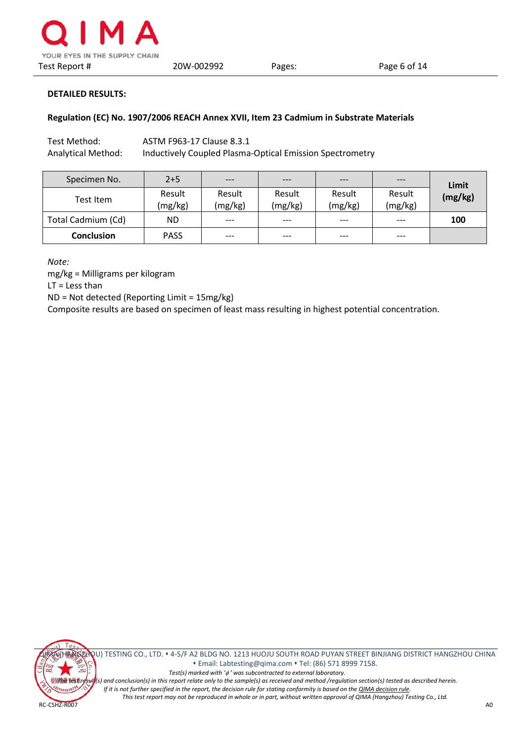**DETAILED RESULTS:**

**Regulation (EC) No. 1907/2006 REACH Annex XVII, Item 23 Cadmium in Substrate Materials**

Test Method: ASTM F963-17 Clause 8.3.1

Analytical Method: Inductively Coupled Plasma-Optical Emission Spectrometry

| Specimen No. | 2+5 | --- | --- | --- | --- | **Limit (mg/kg)** |
|---|---|---|---|---|---|---|
| Test Item | Result (mg/kg) | Result (mg/kg) | Result (mg/kg) | Result (mg/kg) | Result (mg/kg) | |
| Total Cadmium (Cd) | ND | --- | --- | --- | --- | **100** |
| **Conclusion** | PASS | --- | --- | --- | --- | |

*Note:*

mg/kg = Milligrams per kilogram

LT = Less than

ND = Not detected (Reporting Limit = 15mg/kg)

Composite results are based on specimen of least mass resulting in highest potential concentration.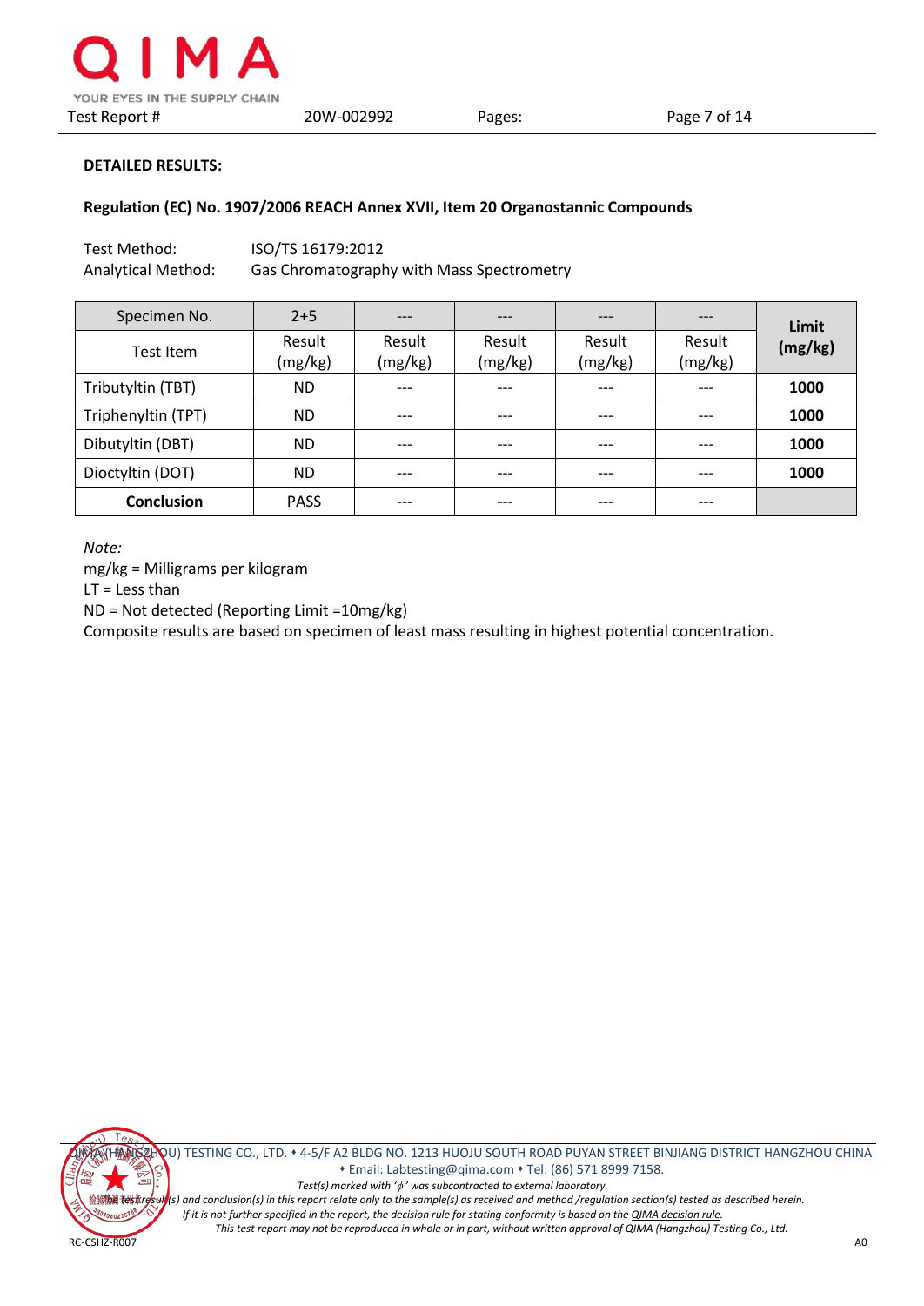**DETAILED RESULTS:**

**Regulation (EC) No. 1907/2006 REACH Annex XVII, Item 20 Organostannic Compounds**

Test Method: ISO/TS 16179:2012
Analytical Method: Gas Chromatography with Mass Spectrometry

| Specimen No. | 2+5 | --- | --- | --- | --- | **Limit (mg/kg)** |
|---|---|---|---|---|---|---|
| Test Item | Result (mg/kg) | Result (mg/kg) | Result (mg/kg) | Result (mg/kg) | Result (mg/kg) | |
| Tributyltin (TBT) | ND | --- | --- | --- | --- | **1000** |
| Triphenyltin (TPT) | ND | --- | --- | --- | --- | **1000** |
| Dibutyltin (DBT) | ND | --- | --- | --- | --- | **1000** |
| Dioctyltin (DOT) | ND | --- | --- | --- | --- | **1000** |
| **Conclusion** | PASS | --- | --- | --- | --- | |

*Note:*
mg/kg = Milligrams per kilogram
LT = Less than
ND = Not detected (Reporting Limit =10mg/kg)
Composite results are based on specimen of least mass resulting in highest potential concentration.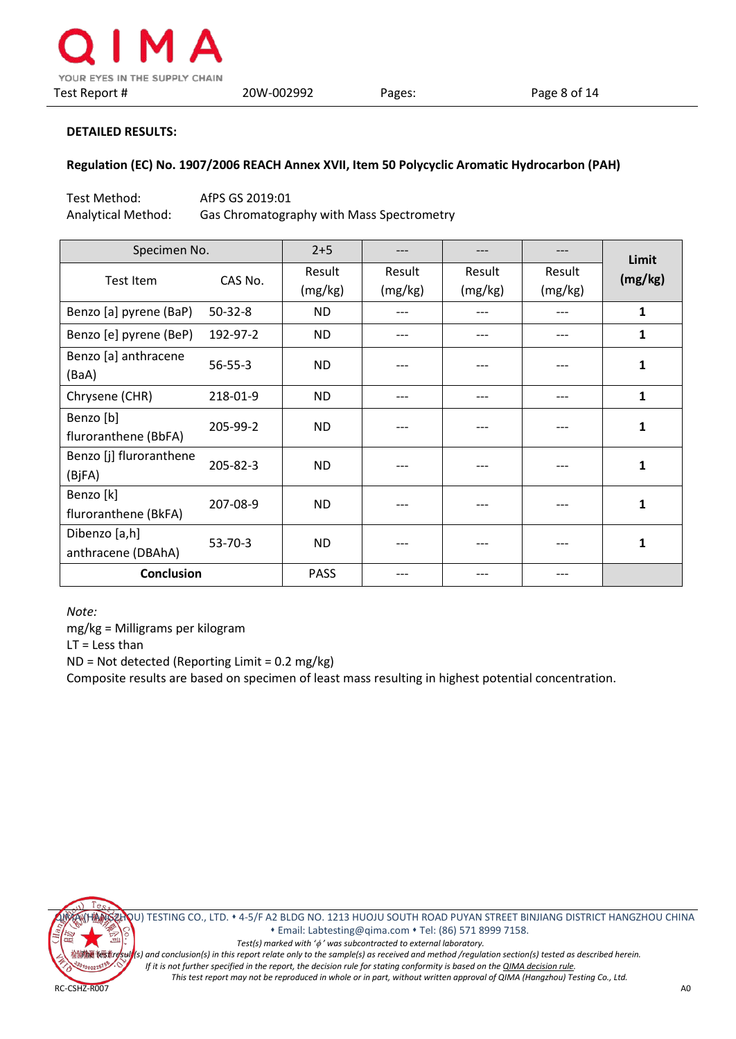**DETAILED RESULTS:**

**Regulation (EC) No. 1907/2006 REACH Annex XVII, Item 50 Polycyclic Aromatic Hydrocarbon (PAH)**

Test Method: AfPS GS 2019:01
Analytical Method: Gas Chromatography with Mass Spectrometry

| Specimen No. | | 2+5 | --- | --- | --- | **Limit (mg/kg)** |
|---|---|---|---|---|---|---|
| Test Item | CAS No. | Result (mg/kg) | Result (mg/kg) | Result (mg/kg) | Result (mg/kg) | |
| Benzo [a] pyrene (BaP) | 50-32-8 | ND | --- | --- | --- | **1** |
| Benzo [e] pyrene (BeP) | 192-97-2 | ND | --- | --- | --- | **1** |
| Benzo [a] anthracene (BaA) | 56-55-3 | ND | --- | --- | --- | **1** |
| Chrysene (CHR) | 218-01-9 | ND | --- | --- | --- | **1** |
| Benzo [b] fluroranthene (BbFA) | 205-99-2 | ND | --- | --- | --- | **1** |
| Benzo [j] fluroranthene (BjFA) | 205-82-3 | ND | --- | --- | --- | **1** |
| Benzo [k] fluroranthene (BkFA) | 207-08-9 | ND | --- | --- | --- | **1** |
| Dibenzo [a,h] anthracene (DBAhA) | 53-70-3 | ND | --- | --- | --- | **1** |
| **Conclusion** | | PASS | --- | --- | --- | |

*Note:*
mg/kg = Milligrams per kilogram
LT = Less than
ND = Not detected (Reporting Limit = 0.2 mg/kg)
Composite results are based on specimen of least mass resulting in highest potential concentration.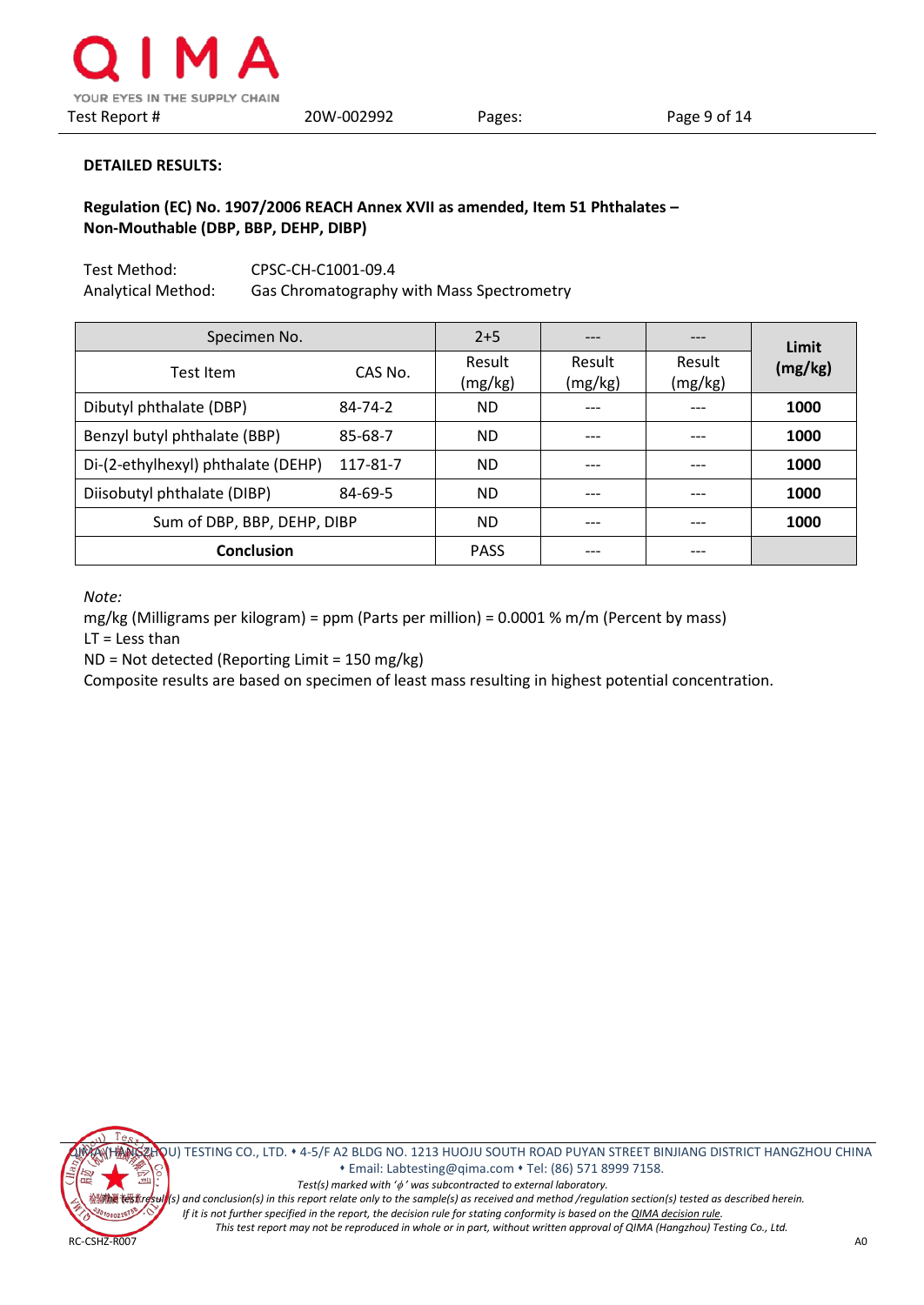**DETAILED RESULTS:**

**Regulation (EC) No. 1907/2006 REACH Annex XVII as amended, Item 51 Phthalates – Non-Mouthable (DBP, BBP, DEHP, DIBP)**

Test Method: CPSC-CH-C1001-09.4
Analytical Method: Gas Chromatography with Mass Spectrometry

| Specimen No. | | 2+5 | --- | --- | **Limit (mg/kg)** |
|---|---|---|---|---|---|
| Test Item | CAS No. | Result (mg/kg) | Result (mg/kg) | Result (mg/kg) | |
| Dibutyl phthalate (DBP) | 84-74-2 | ND | --- | --- | **1000** |
| Benzyl butyl phthalate (BBP) | 85-68-7 | ND | --- | --- | **1000** |
| Di-(2-ethylhexyl) phthalate (DEHP) | 117-81-7 | ND | --- | --- | **1000** |
| Diisobutyl phthalate (DIBP) | 84-69-5 | ND | --- | --- | **1000** |
| Sum of DBP, BBP, DEHP, DIBP | | ND | --- | --- | **1000** |
| **Conclusion** | | PASS | --- | --- | |

*Note:*
mg/kg (Milligrams per kilogram) = ppm (Parts per million) = 0.0001 % m/m (Percent by mass)
LT = Less than
ND = Not detected (Reporting Limit = 150 mg/kg)
Composite results are based on specimen of least mass resulting in highest potential concentration.

QIMA (HANGZHOU) TESTING CO., LTD. • 4-5/F A2 BLDG NO. 1213 HUOJU SOUTH ROAD PUYAN STREET BINJIANG DISTRICT HANGZHOU CHINA • Email: Labtesting@qima.com • Tel: (86) 571 8999 7158.

*Test(s) marked with 'ϕ' was subcontracted to external laboratory.*
*The test result(s) and conclusion(s) in this report relate only to the sample(s) as received and method /regulation section(s) tested as described herein.*
*If it is not further specified in the report, the decision rule for stating conformity is based on the QIMA decision rule.*
*This test report may not be reproduced in whole or in part, without written approval of QIMA (Hangzhou) Testing Co., Ltd.*

RC-CSHZ-R007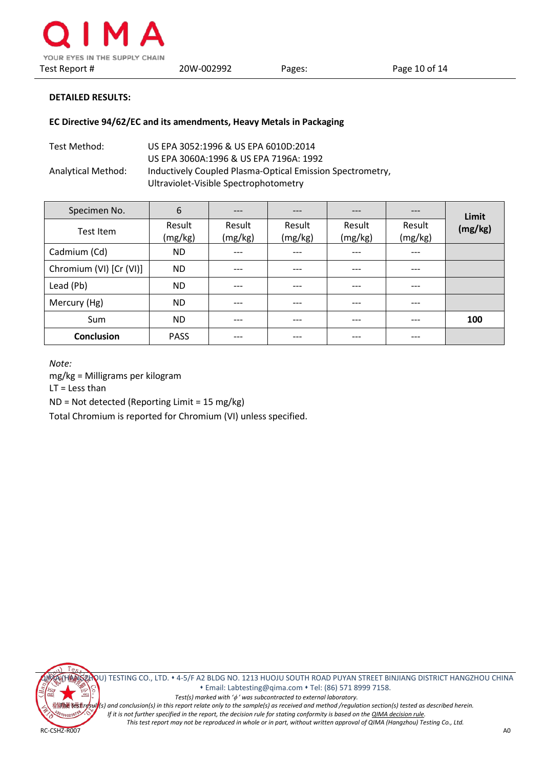**DETAILED RESULTS:**

**EC Directive 94/62/EC and its amendments, Heavy Metals in Packaging**

| | |
|---|---|
| Test Method: | US EPA 3052:1996 & US EPA 6010D:2014<br>US EPA 3060A:1996 & US EPA 7196A: 1992 |
| Analytical Method: | Inductively Coupled Plasma-Optical Emission Spectrometry,<br>Ultraviolet-Visible Spectrophotometry |

| Specimen No. | 6 | --- | --- | --- | --- | **Limit (mg/kg)** |
|---|---|---|---|---|---|---|
| Test Item | Result (mg/kg) | Result (mg/kg) | Result (mg/kg) | Result (mg/kg) | Result (mg/kg) | |
| Cadmium (Cd) | ND | --- | --- | --- | --- | |
| Chromium (VI) [Cr (VI)] | ND | --- | --- | --- | --- | |
| Lead (Pb) | ND | --- | --- | --- | --- | |
| Mercury (Hg) | ND | --- | --- | --- | --- | |
| Sum | ND | --- | --- | --- | --- | **100** |
| **Conclusion** | PASS | --- | --- | --- | --- | |

*Note:*

mg/kg = Milligrams per kilogram

LT = Less than

ND = Not detected (Reporting Limit = 15 mg/kg)

Total Chromium is reported for Chromium (VI) unless specified.

QIMA (HANGZHOU) TESTING CO., LTD. • 4-5/F A2 BLDG NO. 1213 HUOJU SOUTH ROAD PUYAN STREET BINJIANG DISTRICT HANGZHOU CHINA • Email: Labtesting@qima.com • Tel: (86) 571 8999 7158.

*Test(s) marked with 'ϕ' was subcontracted to external laboratory.*

*The test result(s) and conclusion(s) in this report relate only to the sample(s) as received and method /regulation section(s) tested as described herein.*

*If it is not further specified in the report, the decision rule for stating conformity is based on the QIMA decision rule.*

*This test report may not be reproduced in whole or in part, without written approval of QIMA (Hangzhou) Testing Co., Ltd.*

RC-CSHZ-R007 A0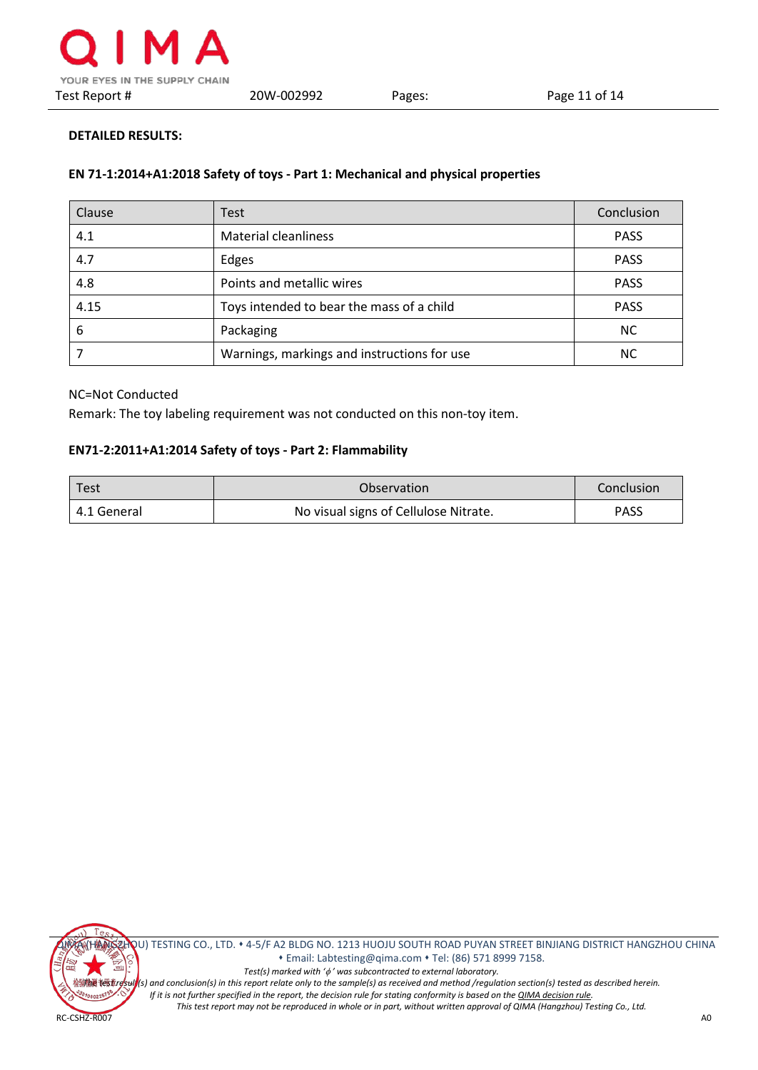**DETAILED RESULTS:**

**EN 71-1:2014+A1:2018 Safety of toys - Part 1: Mechanical and physical properties**

| Clause | Test | Conclusion |
|---|---|---|
| 4.1 | Material cleanliness | PASS |
| 4.7 | Edges | PASS |
| 4.8 | Points and metallic wires | PASS |
| 4.15 | Toys intended to bear the mass of a child | PASS |
| 6 | Packaging | NC |
| 7 | Warnings, markings and instructions for use | NC |

NC=Not Conducted

Remark: The toy labeling requirement was not conducted on this non-toy item.

**EN71-2:2011+A1:2014 Safety of toys - Part 2: Flammability**

| Test | Observation | Conclusion |
|---|---|---|
| 4.1 General | No visual signs of Cellulose Nitrate. | PASS |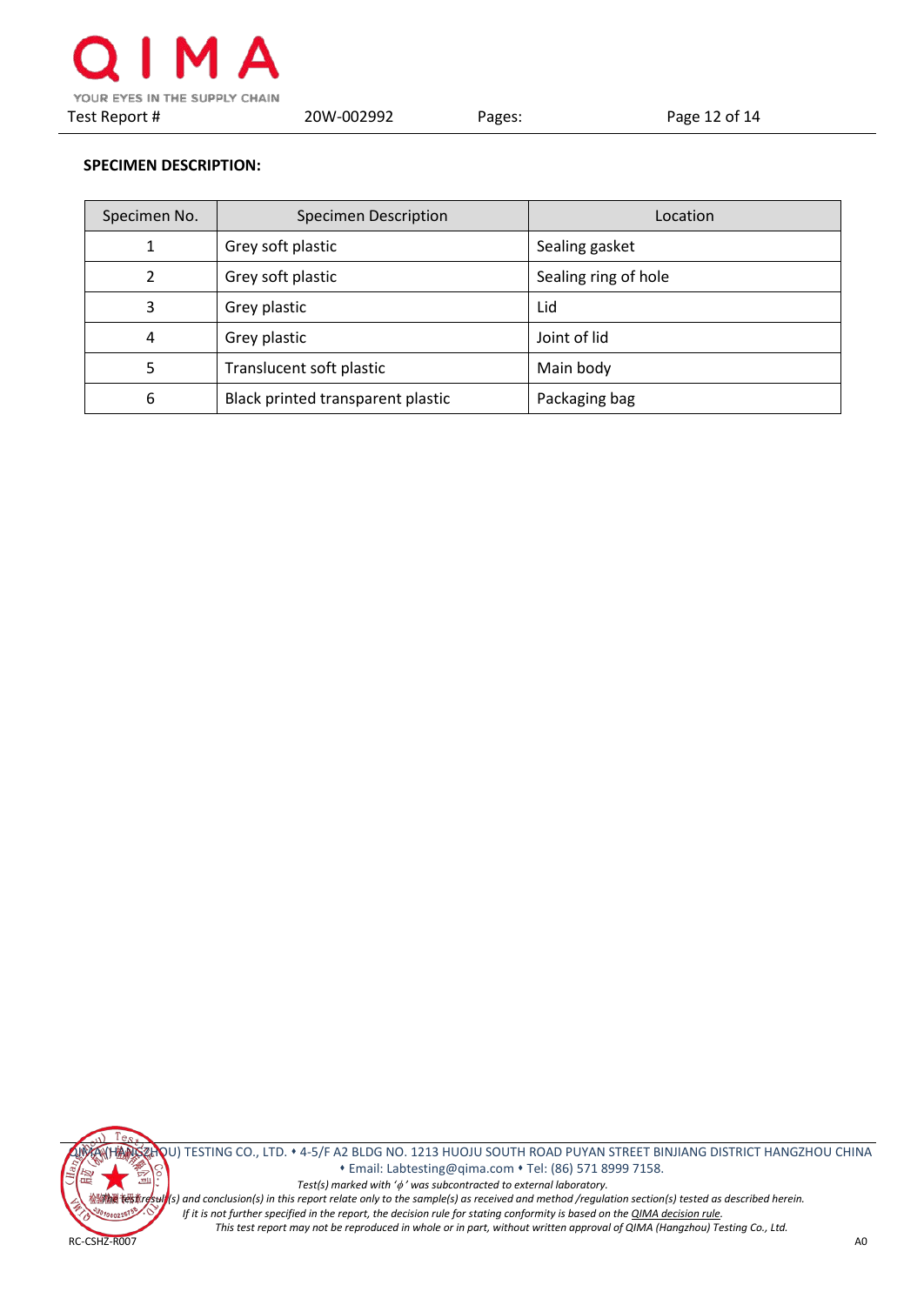**SPECIMEN DESCRIPTION:**

| Specimen No. | Specimen Description | Location |
|---|---|---|
| 1 | Grey soft plastic | Sealing gasket |
| 2 | Grey soft plastic | Sealing ring of hole |
| 3 | Grey plastic | Lid |
| 4 | Grey plastic | Joint of lid |
| 5 | Translucent soft plastic | Main body |
| 6 | Black printed transparent plastic | Packaging bag |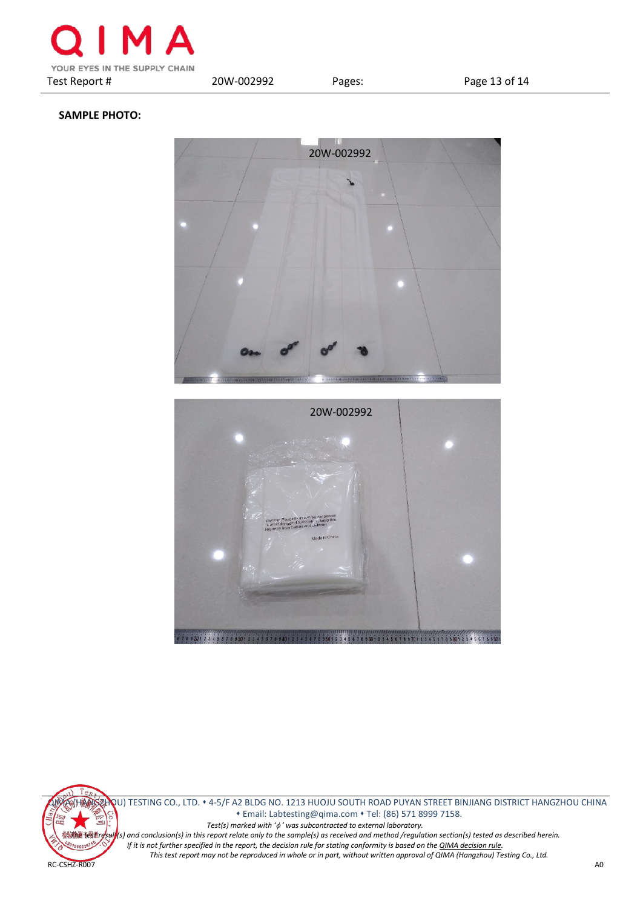**SAMPLE PHOTO:**

20W-002992

20W-002992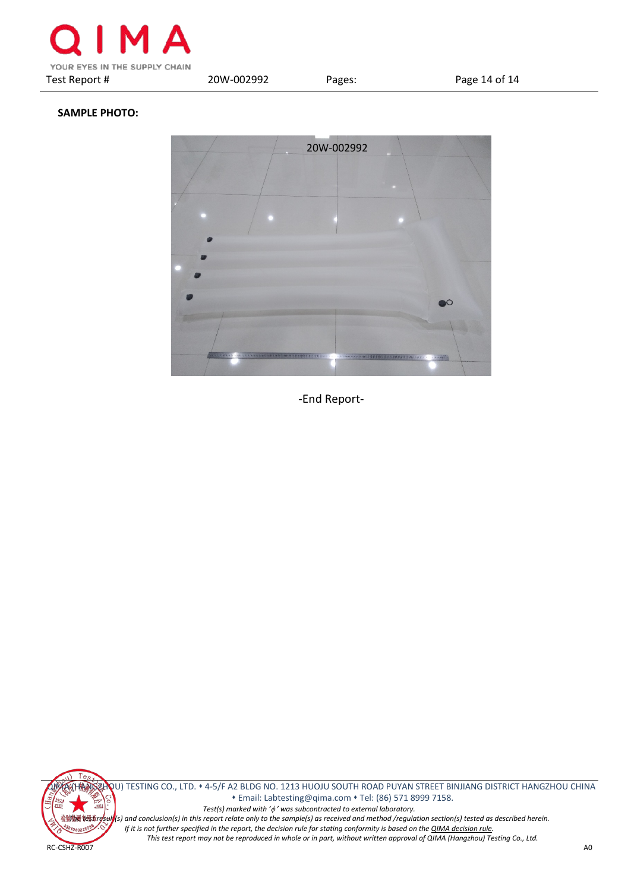**SAMPLE PHOTO:**

-End Report-